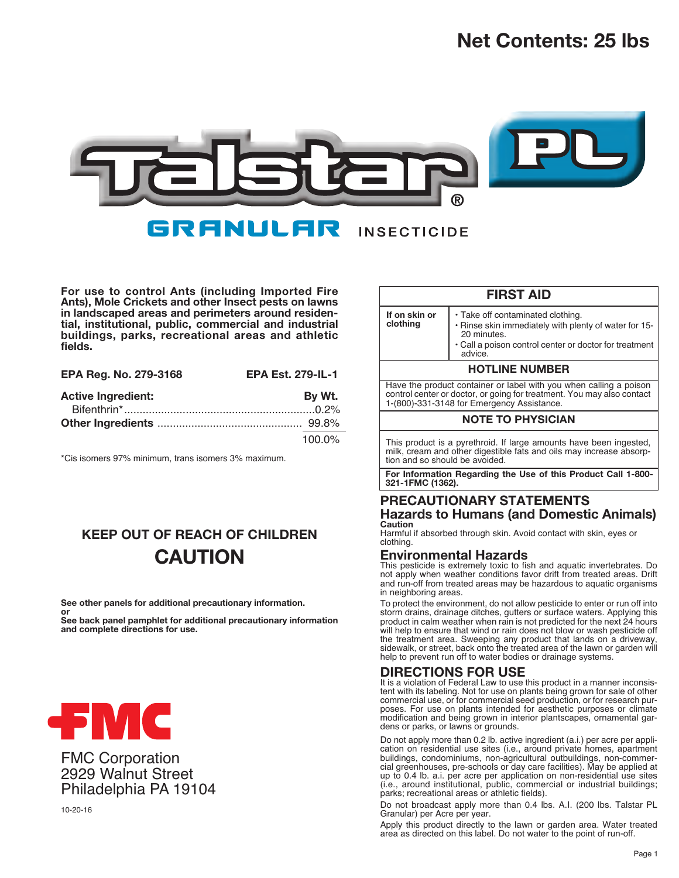**Net Contents: 25 lbs**

# Talstar® PL

## GRANULAR INSECTICIDE

**For use to control Ants (including Imported Fire Ants), Mole Crickets and other Insect pests on lawns in landscaped areas and perimeters around residential, institutional, public, commercial and industrial buildings, parks, recreational areas and athletic fields.**

**EPA Reg. No. 279-3168** **EPA Est. 279-IL-1**

| **Active Ingredient:** | **By Wt.** |
|---|---|
| Bifenthrin* | 0.2% |
| **Other Ingredients** | 99.8% |
| | 100.0% |

*Cis isomers 97% minimum, trans isomers 3% maximum.

## KEEP OUT OF REACH OF CHILDREN
## CAUTION

**See other panels for additional precautionary information.**
**or**
**See back panel pamphlet for additional precautionary information and complete directions for use.**

FMC

FMC Corporation
2929 Walnut Street
Philadelphia PA 19104

10-20-16

| **FIRST AID** | |
|---|---|
| **If on skin or clothing** | • Take off contaminated clothing.<br>• Rinse skin immediately with plenty of water for 15-20 minutes.<br>• Call a poison control center or doctor for treatment advice. |
| **HOTLINE NUMBER** | |
| Have the product container or label with you when calling a poison control center or doctor, or going for treatment. You may also contact 1-(800)-331-3148 for Emergency Assistance. | |
| **NOTE TO PHYSICIAN** | |
| This product is a pyrethroid. If large amounts have been ingested, milk, cream and other digestible fats and oils may increase absorption and so should be avoided. | |
| **For Information Regarding the Use of this Product Call 1-800-321-1FMC (1362).** | |

## PRECAUTIONARY STATEMENTS

### Hazards to Humans (and Domestic Animals)

**Caution**

Harmful if absorbed through skin. Avoid contact with skin, eyes or clothing.

### Environmental Hazards

This pesticide is extremely toxic to fish and aquatic invertebrates. Do not apply when weather conditions favor drift from treated areas. Drift and run-off from treated areas may be hazardous to aquatic organisms in neighboring areas.

To protect the environment, do not allow pesticide to enter or run off into storm drains, drainage ditches, gutters or surface waters. Applying this product in calm weather when rain is not predicted for the next 24 hours will help to ensure that wind or rain does not blow or wash pesticide off the treatment area. Sweeping any product that lands on a driveway, sidewalk, or street, back onto the treated area of the lawn or garden will help to prevent run off to water bodies or drainage systems.

## DIRECTIONS FOR USE

It is a violation of Federal Law to use this product in a manner inconsistent with its labeling. Not for use on plants being grown for sale of other commercial use, or for commercial seed production, or for research purposes. For use on plants intended for aesthetic purposes or climate modification and being grown in interior plantscapes, ornamental gardens or parks, or lawns or grounds.

Do not apply more than 0.2 lb. active ingredient (a.i.) per acre per application on residential use sites (i.e., around private homes, apartment buildings, condominiums, non-agricultural outbuildings, non-commercial greenhouses, pre-schools or day care facilities). May be applied at up to 0.4 lb. a.i. per acre per application on non-residential use sites (i.e., around institutional, public, commercial or industrial buildings; parks; recreational areas or athletic fields).

Do not broadcast apply more than 0.4 lbs. A.I. (200 lbs. Talstar PL Granular) per Acre per year.

Apply this product directly to the lawn or garden area. Water treated area as directed on this label. Do not water to the point of run-off.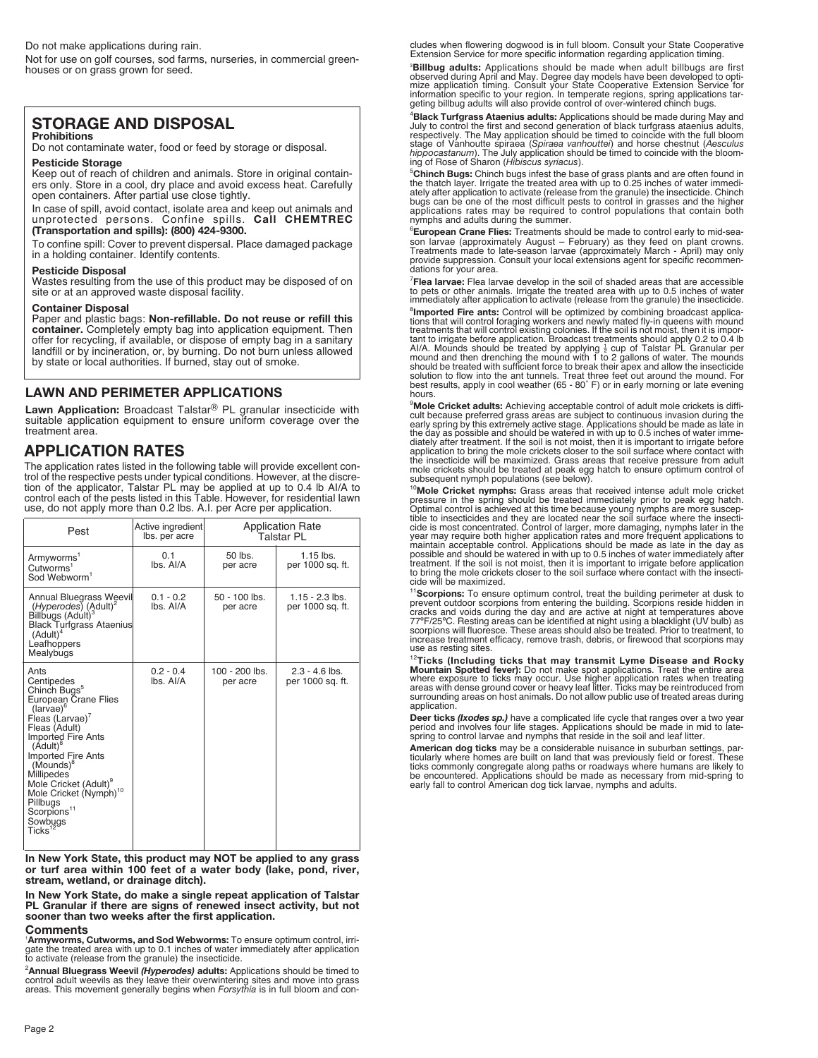Do not make applications during rain.

Not for use on golf courses, sod farms, nurseries, in commercial greenhouses or on grass grown for seed.

## STORAGE AND DISPOSAL

**Prohibitions**

Do not contaminate water, food or feed by storage or disposal.

**Pesticide Storage**

Keep out of reach of children and animals. Store in original containers only. Store in a cool, dry place and avoid excess heat. Carefully open containers. After partial use close tightly.

In case of spill, avoid contact, isolate area and keep out animals and unprotected persons. Confine spills. **Call CHEMTREC (Transportation and spills): (800) 424-9300.**

To confine spill: Cover to prevent dispersal. Place damaged package in a holding container. Identify contents.

**Pesticide Disposal**

Wastes resulting from the use of this product may be disposed of on site or at an approved waste disposal facility.

**Container Disposal**

Paper and plastic bags: **Non-refillable. Do not reuse or refill this container.** Completely empty bag into application equipment. Then offer for recycling, if available, or dispose of empty bag in a sanitary landfill or by incineration, or, by burning. Do not burn unless allowed by state or local authorities. If burned, stay out of smoke.

### LAWN AND PERIMETER APPLICATIONS

**Lawn Application:** Broadcast Talstar® PL granular insecticide with suitable application equipment to ensure uniform coverage over the treatment area.

## APPLICATION RATES

The application rates listed in the following table will provide excellent control of the respective pests under typical conditions. However, at the discretion of the applicator, Talstar PL may be applied at up to 0.4 lb AI/A to control each of the pests listed in this Table. However, for residential lawn use, do not apply more than 0.2 lbs. A.I. per Acre per application.

| Pest | Active ingredient lbs. per acre | Application Rate Talstar PL | |
|---|---|---|---|
| Armyworms[1]<br>Cutworms[1]<br>Sod Webworm[1] | 0.1 lbs. AI/A | 50 lbs. per acre | 1.15 lbs. per 1000 sq. ft. |
| Annual Bluegrass Weevil (*Hyperodes*) (Adult)[2]<br>Billbugs (Adult)[3]<br>Black Turfgrass Ataenius (Adult)[4]<br>Leafhoppers<br>Mealybugs | 0.1 - 0.2 lbs. AI/A | 50 - 100 lbs. per acre | 1.15 - 2.3 lbs. per 1000 sq. ft. |
| Ants<br>Centipedes<br>Chinch Bugs[5]<br>European Crane Flies (larvae)[6]<br>Fleas (Larvae)[7]<br>Fleas (Adult)<br>Imported Fire Ants (Adult)[8]<br>Imported Fire Ants (Mounds)[8]<br>Millipedes<br>Mole Cricket (Adult)[9]<br>Mole Cricket (Nymph)[10]<br>Pillbugs<br>Scorpions[11]<br>Sowbugs<br>Ticks[12] | 0.2 - 0.4 lbs. AI/A | 100 - 200 lbs. per acre | 2.3 - 4.6 lbs. per 1000 sq. ft. |

**In New York State, this product may NOT be applied to any grass or turf area within 100 feet of a water body (lake, pond, river, stream, wetland, or drainage ditch).**

**In New York State, do make a single repeat application of Talstar PL Granular if there are signs of renewed insect activity, but not sooner than two weeks after the first application.**

### Comments

[1]**Armyworms, Cutworms, and Sod Webworms:** To ensure optimum control, irrigate the treated area with up to 0.1 inches of water immediately after application to activate (release from the granule) the insecticide.

[2]**Annual Bluegrass Weevil *(Hyperodes)* adults:** Applications should be timed to control adult weevils as they leave their overwintering sites and move into grass areas. This movement generally begins when *Forsythia* is in full bloom and concludes when flowering dogwood is in full bloom. Consult your State Cooperative Extension Service for more specific information regarding application timing.

[3]**Billbug adults:** Applications should be made when adult billbugs are first observed during April and May. Degree day models have been developed to optimize application timing. Consult your State Cooperative Extension Service for information specific to your region. In temperate regions, spring applications targeting billbug adults will also provide control of over-wintered chinch bugs.

[4]**Black Turfgrass Ataenius adults:** Applications should be made during May and July to control the first and second generation of black turfgrass ataenius adults, respectively. The May application should be timed to coincide with the full bloom stage of Vanhoutte spiraea (*Spiraea vanhouttei*) and horse chestnut (*Aesculus hippocastanum*). The July application should be timed to coincide with the blooming of Rose of Sharon (*Hibiscus syriacus*).

[5]**Chinch Bugs:** Chinch bugs infest the base of grass plants and are often found in the thatch layer. Irrigate the treated area with up to 0.25 inches of water immediately after application to activate (release from the granule) the insecticide. Chinch bugs can be one of the most difficult pests to control in grasses and the higher applications rates may be required to control populations that contain both nymphs and adults during the summer.

[6]**European Crane Flies:** Treatments should be made to control early to mid-season larvae (approximately August – February) as they feed on plant crowns. Treatments made to late-season larvae (approximately March - April) may only provide suppression. Consult your local extensions agent for specific recommendations for your area.

[7]**Flea larvae:** Flea larvae develop in the soil of shaded areas that are accessible to pets or other animals. Irrigate the treated area with up to 0.5 inches of water immediately after application to activate (release from the granule) the insecticide.

[8]**Imported Fire ants:** Control will be optimized by combining broadcast applications that will control foraging workers and newly mated fly-in queens with mound treatments that will control existing colonies. If the soil is not moist, then it is important to irrigate before application. Broadcast treatments should apply 0.2 to 0.4 lb AI/A. Mounds should be treated by applying ½ cup of Talstar PL Granular per mound and then drenching the mound with 1 to 2 gallons of water. The mounds should be treated with sufficient force to break their apex and allow the insecticide solution to flow into the ant tunnels. Treat three feet out around the mound. For best results, apply in cool weather (65 - 80° F) or in early morning or late evening hours.

[9]**Mole Cricket adults:** Achieving acceptable control of adult mole crickets is difficult because preferred grass areas are subject to continuous invasion during the early spring by this extremely active stage. Applications should be made as late in the day as possible and should be watered in with up to 0.5 inches of water immediately after treatment. If the soil is not moist, then it is important to irrigate before application to bring the mole crickets closer to the soil surface where contact with the insecticide will be maximized. Grass areas that receive pressure from adult mole crickets should be treated at peak egg hatch to ensure optimum control of subsequent nymph populations (see below).

[10]**Mole Cricket nymphs:** Grass areas that received intense adult mole cricket pressure in the spring should be treated immediately prior to peak egg hatch. Optimal control is achieved at this time because young nymphs are more susceptible to insecticides and they are located near the soil surface where the insecticide is most concentrated. Control of larger, more damaging, nymphs later in the year may require both higher application rates and more frequent applications to maintain acceptable control. Applications should be made as late in the day as possible and should be watered in with up to 0.5 inches of water immediately after treatment. If the soil is not moist, then it is important to irrigate before application to bring the mole crickets closer to the soil surface where contact with the insecticide will be maximized.

[11]**Scorpions:** To ensure optimum control, treat the building perimeter at dusk to prevent outdoor scorpions from entering the building. Scorpions reside hidden in cracks and voids during the day and are active at night at temperatures above 77°F/25°C. Resting areas can be identified at night using a blacklight (UV bulb) as scorpions will fluoresce. These areas should also be treated. Prior to treatment, to increase treatment efficacy, remove trash, debris, or firewood that scorpions may use as resting sites.

[12]**Ticks (Including ticks that may transmit Lyme Disease and Rocky Mountain Spotted fever):** Do not make spot applications. Treat the entire area where exposure to ticks may occur. Use higher application rates when treating areas with dense ground cover or heavy leaf litter. Ticks may be reintroduced from surrounding areas on host animals. Do not allow public use of treated areas during application.

**Deer ticks *(Ixodes sp.)*** have a complicated life cycle that ranges over a two year period and involves four life stages. Applications should be made in mid to late-spring to control larvae and nymphs that reside in the soil and leaf litter.

**American dog ticks** may be a considerable nuisance in suburban settings, particularly where homes are built on land that was previously field or forest. These ticks commonly congregate along paths or roadways where humans are likely to be encountered. Applications should be made as necessary from mid-spring to early fall to control American dog tick larvae, nymphs and adults.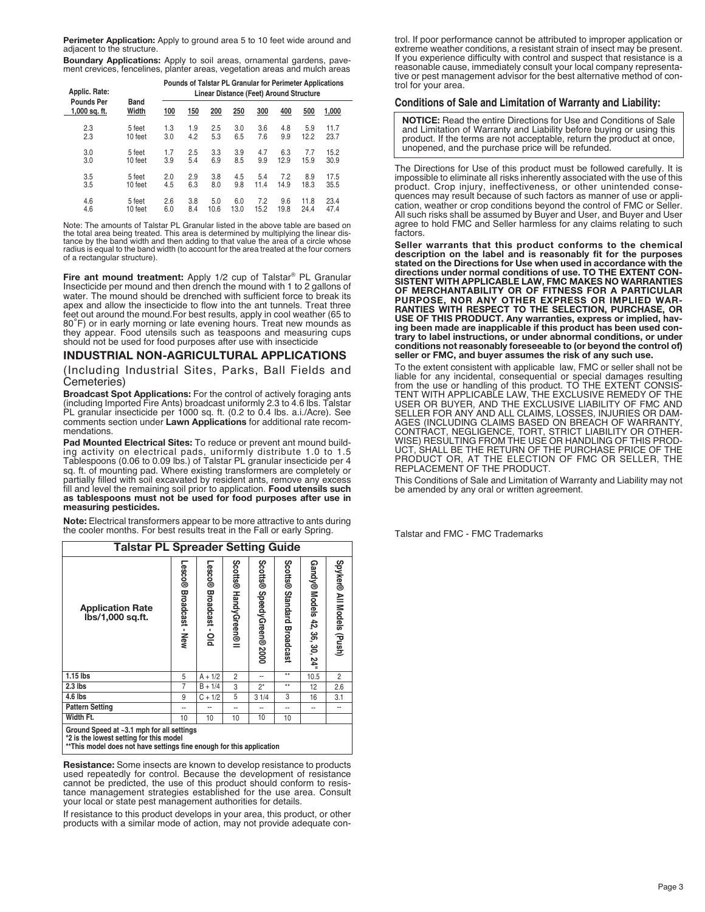**Perimeter Application:** Apply to ground area 5 to 10 feet wide around and adjacent to the structure.

**Boundary Applications:** Apply to soil areas, ornamental gardens, pavement crevices, fencelines, planter areas, vegetation areas and mulch areas

| Applic. Rate: Pounds Per 1,000 sq. ft. | Band Width | Pounds of Talstar PL Granular for Perimeter Applications Linear Distance (Feet) Around Structure | | | | | | | |
|---|---|---|---|---|---|---|---|---|---|
| | | 100 | 150 | 200 | 250 | 300 | 400 | 500 | 1,000 |
| 2.3 | 5 feet | 1.3 | 1.9 | 2.5 | 3.0 | 3.6 | 4.8 | 5.9 | 11.7 |
| 2.3 | 10 feet | 3.0 | 4.2 | 5.3 | 6.5 | 7.6 | 9.9 | 12.2 | 23.7 |
| 3.0 | 5 feet | 1.7 | 2.5 | 3.3 | 3.9 | 4.7 | 6.3 | 7.7 | 15.2 |
| 3.0 | 10 feet | 3.9 | 5.4 | 6.9 | 8.5 | 9.9 | 12.9 | 15.9 | 30.9 |
| 3.5 | 5 feet | 2.0 | 2.9 | 3.8 | 4.5 | 5.4 | 7.2 | 8.9 | 17.5 |
| 3.5 | 10 feet | 4.5 | 6.3 | 8.0 | 9.8 | 11.4 | 14.9 | 18.3 | 35.5 |
| 4.6 | 5 feet | 2.6 | 3.8 | 5.0 | 6.0 | 7.2 | 9.6 | 11.8 | 23.4 |
| 4.6 | 10 feet | 6.0 | 8.4 | 10.6 | 13.0 | 15.2 | 19.8 | 24.4 | 47.4 |

Note: The amounts of Talstar PL Granular listed in the above table are based on the total area being treated. This area is determined by multiplying the linear distance by the band width and then adding to that value the area of a circle whose radius is equal to the band width (to account for the area treated at the four corners of a rectangular structure).

**Fire ant mound treatment:** Apply 1/2 cup of Talstar® PL Granular Insecticide per mound and then drench the mound with 1 to 2 gallons of water. The mound should be drenched with sufficient force to break its apex and allow the insecticide to flow into the ant tunnels. Treat three feet out around the mound.For best results, apply in cool weather (65 to 80˚F) or in early morning or late evening hours. Treat new mounds as they appear. Food utensils such as teaspoons and measuring cups should not be used for food purposes after use with insecticide

## INDUSTRIAL NON-AGRICULTURAL APPLICATIONS

(Including Industrial Sites, Parks, Ball Fields and Cemeteries)

**Broadcast Spot Applications:** For the control of actively foraging ants (including Imported Fire Ants) broadcast uniformly 2.3 to 4.6 lbs. Talstar PL granular insecticide per 1000 sq. ft. (0.2 to 0.4 lbs. a.i./Acre). See comments section under **Lawn Applications** for additional rate recommendations.

**Pad Mounted Electrical Sites:** To reduce or prevent ant mound building activity on electrical pads, uniformly distribute 1.0 to 1.5 Tablespoons (0.06 to 0.09 lbs.) of Talstar PL granular insecticide per 4 sq. ft. of mounting pad. Where existing transformers are completely or partially filled with soil excavated by resident ants, remove any excess fill and level the remaining soil prior to application. **Food utensils such as tablespoons must not be used for food purposes after use in measuring pesticides.**

**Note:** Electrical transformers appear to be more attractive to ants during the cooler months. For best results treat in the Fall or early Spring.

**Talstar PL Spreader Setting Guide**

| Application Rate lbs/1,000 sq.ft. | Lesco® Broadcast - New | Lesco® Broadcast - Old | Scotts® HandyGreen® II | Scotts® SpeedyGreen® 2000 | Scotts® Standard Broadcast | Gandy® Models 42, 36, 30, 24" | Spyker® All Models (Push) |
|---|---|---|---|---|---|---|---|
| 1.15 lbs | 5 | A + 1/2 | 2 | -- | ** | 10.5 | 2 |
| 2.3 lbs | 7 | B + 1/4 | 3 | 2* | ** | 12 | 2.6 |
| 4.6 lbs | 9 | C + 1/2 | 5 | 3 1/4 | 3 | 16 | 3.1 |
| Pattern Setting | -- | -- | -- | -- | -- | -- | -- |
| Width Ft. | 10 | 10 | 10 | 10 | 10 | | |

**Ground Speed at ~3.1 mph for all settings**
***2 is the lowest setting for this model**
****This model does not have settings fine enough for this application**

**Resistance:** Some insects are known to develop resistance to products used repeatedly for control. Because the development of resistance cannot be predicted, the use of this product should conform to resistance management strategies established for the use area. Consult your local or state pest management authorities for details.

If resistance to this product develops in your area, this product, or other products with a similar mode of action, may not provide adequate control. If poor performance cannot be attributed to improper application or extreme weather conditions, a resistant strain of insect may be present. If you experience difficulty with control and suspect that resistance is a reasonable cause, immediately consult your local company representative or pest management advisor for the best alternative method of control for your area.

### Conditions of Sale and Limitation of Warranty and Liability:

**NOTICE:** Read the entire Directions for Use and Conditions of Sale and Limitation of Warranty and Liability before buying or using this product. If the terms are not acceptable, return the product at once, unopened, and the purchase price will be refunded.

The Directions for Use of this product must be followed carefully. It is impossible to eliminate all risks inherently associated with the use of this product. Crop injury, ineffectiveness, or other unintended consequences may result because of such factors as manner of use or application, weather or crop conditions beyond the control of FMC or Seller. All such risks shall be assumed by Buyer and User, and Buyer and User agree to hold FMC and Seller harmless for any claims relating to such factors.

**Seller warrants that this product conforms to the chemical description on the label and is reasonably fit for the purposes stated on the Directions for Use when used in accordance with the directions under normal conditions of use. TO THE EXTENT CONSISTENT WITH APPLICABLE LAW, FMC MAKES NO WARRANTIES OF MERCHANTABILITY OR OF FITNESS FOR A PARTICULAR PURPOSE, NOR ANY OTHER EXPRESS OR IMPLIED WARRANTIES WITH RESPECT TO THE SELECTION, PURCHASE, OR USE OF THIS PRODUCT. Any warranties, express or implied, having been made are inapplicable if this product has been used contrary to label instructions, or under abnormal conditions, or under conditions not reasonably foreseeable to (or beyond the control of) seller or FMC, and buyer assumes the risk of any such use.**

To the extent consistent with applicable law, FMC or seller shall not be liable for any incidental, consequential or special damages resulting from the use or handling of this product. TO THE EXTENT CONSISTENT WITH APPLICABLE LAW, THE EXCLUSIVE REMEDY OF THE USER OR BUYER, AND THE EXCLUSIVE LIABILITY OF FMC AND SELLER FOR ANY AND ALL CLAIMS, LOSSES, INJURIES OR DAMAGES (INCLUDING CLAIMS BASED ON BREACH OF WARRANTY, CONTRACT, NEGLIGENCE, TORT, STRICT LIABILITY OR OTHERWISE) RESULTING FROM THE USE OR HANDLING OF THIS PRODUCT, SHALL BE THE RETURN OF THE PURCHASE PRICE OF THE PRODUCT OR, AT THE ELECTION OF FMC OR SELLER, THE REPLACEMENT OF THE PRODUCT.

This Conditions of Sale and Limitation of Warranty and Liability may not be amended by any oral or written agreement.

Talstar and FMC - FMC Trademarks